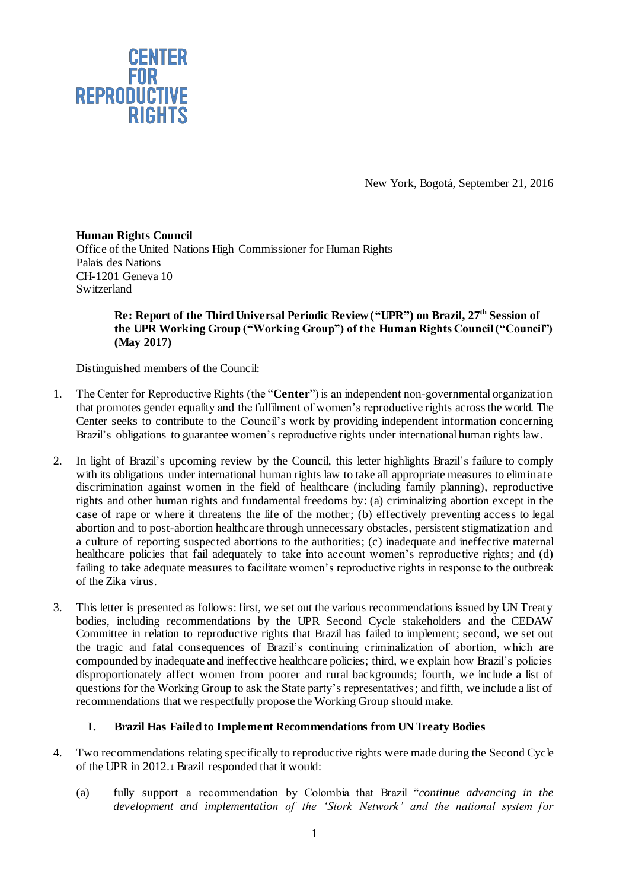CENTER FOR REPRODUCTIVE RIGHTS

New York, Bogotá, September 21, 2016

**Human Rights Council**
Office of the United Nations High Commissioner for Human Rights
Palais des Nations
CH-1201 Geneva 10
Switzerland

> **Re: Report of the Third Universal Periodic Review ("UPR") on Brazil, 27th Session of the UPR Working Group ("Working Group") of the Human Rights Council ("Council") (May 2017)**

Distinguished members of the Council:

1. The Center for Reproductive Rights (the "**Center**") is an independent non-governmental organization that promotes gender equality and the fulfilment of women's reproductive rights across the world. The Center seeks to contribute to the Council's work by providing independent information concerning Brazil's obligations to guarantee women's reproductive rights under international human rights law.

2. In light of Brazil's upcoming review by the Council, this letter highlights Brazil's failure to comply with its obligations under international human rights law to take all appropriate measures to eliminate discrimination against women in the field of healthcare (including family planning), reproductive rights and other human rights and fundamental freedoms by: (a) criminalizing abortion except in the case of rape or where it threatens the life of the mother; (b) effectively preventing access to legal abortion and to post-abortion healthcare through unnecessary obstacles, persistent stigmatization and a culture of reporting suspected abortions to the authorities; (c) inadequate and ineffective maternal healthcare policies that fail adequately to take into account women's reproductive rights; and (d) failing to take adequate measures to facilitate women's reproductive rights in response to the outbreak of the Zika virus.

3. This letter is presented as follows: first, we set out the various recommendations issued by UN Treaty bodies, including recommendations by the UPR Second Cycle stakeholders and the CEDAW Committee in relation to reproductive rights that Brazil has failed to implement; second, we set out the tragic and fatal consequences of Brazil's continuing criminalization of abortion, which are compounded by inadequate and ineffective healthcare policies; third, we explain how Brazil's policies disproportionately affect women from poorer and rural backgrounds; fourth, we include a list of questions for the Working Group to ask the State party's representatives; and fifth, we include a list of recommendations that we respectfully propose the Working Group should make.

## I. Brazil Has Failed to Implement Recommendations from UN Treaty Bodies

4. Two recommendations relating specifically to reproductive rights were made during the Second Cycle of the UPR in 2012.[1] Brazil responded that it would:

   (a) fully support a recommendation by Colombia that Brazil "*continue advancing in the development and implementation of the 'Stork Network' and the national system for*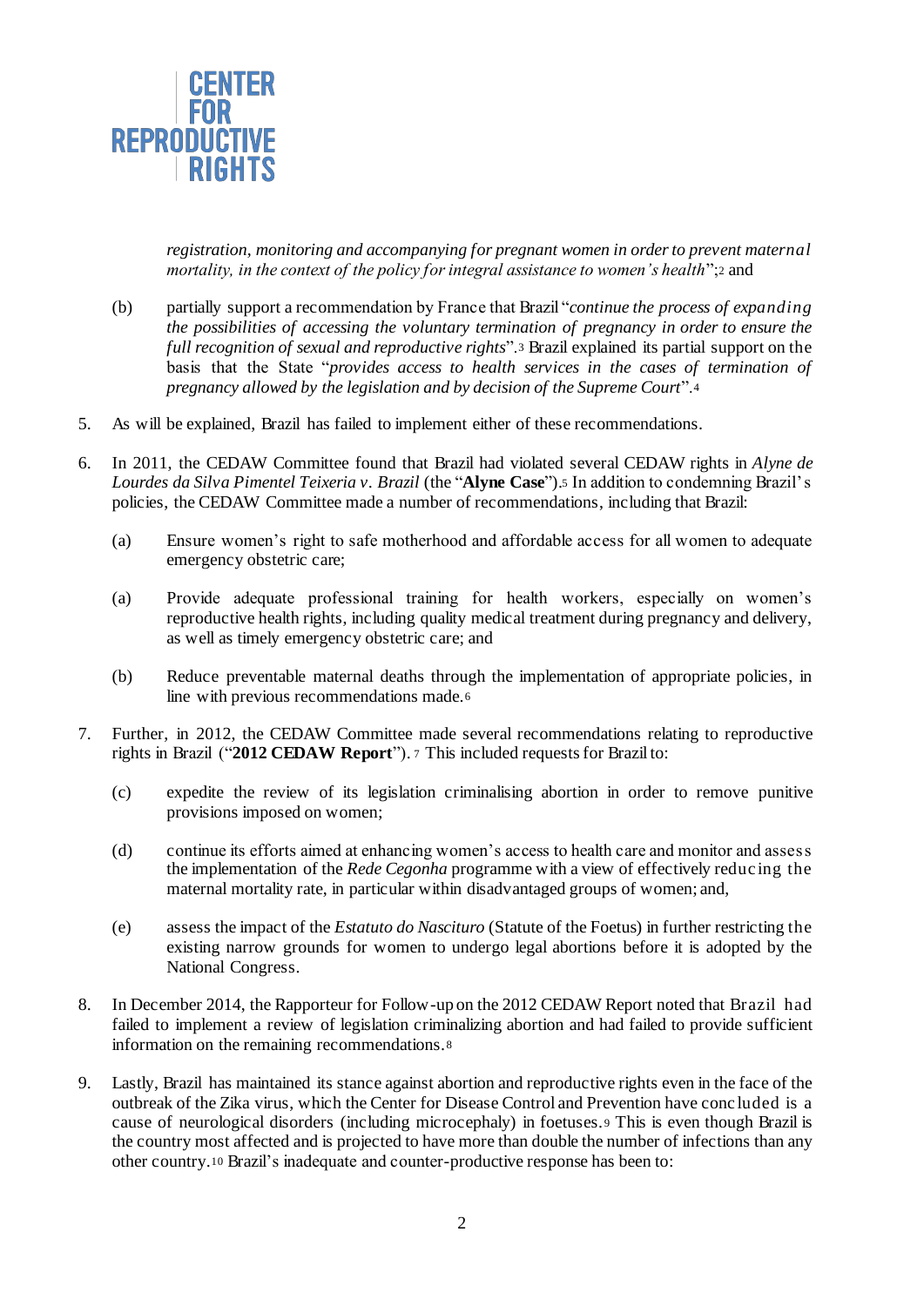*registration, monitoring and accompanying for pregnant women in order to prevent maternal mortality, in the context of the policy for integral assistance to women's health*";[2] and

(b) partially support a recommendation by France that Brazil "*continue the process of expanding the possibilities of accessing the voluntary termination of pregnancy in order to ensure the full recognition of sexual and reproductive rights*".[3] Brazil explained its partial support on the basis that the State "*provides access to health services in the cases of termination of pregnancy allowed by the legislation and by decision of the Supreme Court*".[4]

5. As will be explained, Brazil has failed to implement either of these recommendations.

6. In 2011, the CEDAW Committee found that Brazil had violated several CEDAW rights in *Alyne de Lourdes da Silva Pimentel Teixeria v. Brazil* (the "**Alyne Case**").[5] In addition to condemning Brazil's policies, the CEDAW Committee made a number of recommendations, including that Brazil:

   (a) Ensure women's right to safe motherhood and affordable access for all women to adequate emergency obstetric care;

   (a) Provide adequate professional training for health workers, especially on women's reproductive health rights, including quality medical treatment during pregnancy and delivery, as well as timely emergency obstetric care; and

   (b) Reduce preventable maternal deaths through the implementation of appropriate policies, in line with previous recommendations made.[6]

7. Further, in 2012, the CEDAW Committee made several recommendations relating to reproductive rights in Brazil ("**2012 CEDAW Report**").[7] This included requests for Brazil to:

   (c) expedite the review of its legislation criminalising abortion in order to remove punitive provisions imposed on women;

   (d) continue its efforts aimed at enhancing women's access to health care and monitor and assess the implementation of the *Rede Cegonha* programme with a view of effectively reducing the maternal mortality rate, in particular within disadvantaged groups of women; and,

   (e) assess the impact of the *Estatuto do Nascituro* (Statute of the Foetus) in further restricting the existing narrow grounds for women to undergo legal abortions before it is adopted by the National Congress.

8. In December 2014, the Rapporteur for Follow-up on the 2012 CEDAW Report noted that Brazil had failed to implement a review of legislation criminalizing abortion and had failed to provide sufficient information on the remaining recommendations.[8]

9. Lastly, Brazil has maintained its stance against abortion and reproductive rights even in the face of the outbreak of the Zika virus, which the Center for Disease Control and Prevention have concluded is a cause of neurological disorders (including microcephaly) in foetuses.[9] This is even though Brazil is the country most affected and is projected to have more than double the number of infections than any other country.[10] Brazil's inadequate and counter-productive response has been to: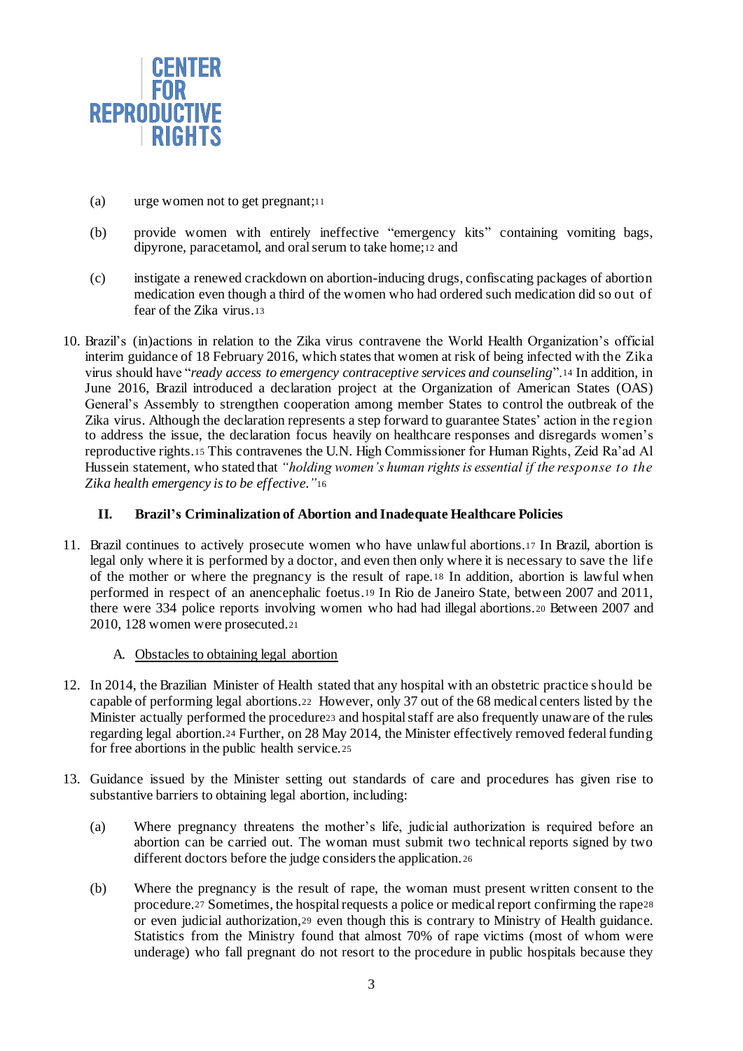- (a) urge women not to get pregnant;[11]
- (b) provide women with entirely ineffective "emergency kits" containing vomiting bags, dipyrone, paracetamol, and oral serum to take home;[12] and
- (c) instigate a renewed crackdown on abortion-inducing drugs, confiscating packages of abortion medication even though a third of the women who had ordered such medication did so out of fear of the Zika virus.[13]

10. Brazil's (in)actions in relation to the Zika virus contravene the World Health Organization's official interim guidance of 18 February 2016, which states that women at risk of being infected with the Zika virus should have "*ready access to emergency contraceptive services and counseling*".[14] In addition, in June 2016, Brazil introduced a declaration project at the Organization of American States (OAS) General's Assembly to strengthen cooperation among member States to control the outbreak of the Zika virus. Although the declaration represents a step forward to guarantee States' action in the region to address the issue, the declaration focus heavily on healthcare responses and disregards women's reproductive rights.[15] This contravenes the U.N. High Commissioner for Human Rights, Zeid Ra'ad Al Hussein statement, who stated that *"holding women's human rights is essential if the response to the Zika health emergency is to be effective."*[16]

## II. Brazil's Criminalization of Abortion and Inadequate Healthcare Policies

11. Brazil continues to actively prosecute women who have unlawful abortions.[17] In Brazil, abortion is legal only where it is performed by a doctor, and even then only where it is necessary to save the life of the mother or where the pregnancy is the result of rape.[18] In addition, abortion is lawful when performed in respect of an anencephalic foetus.[19] In Rio de Janeiro State, between 2007 and 2011, there were 334 police reports involving women who had had illegal abortions.[20] Between 2007 and 2010, 128 women were prosecuted.[21]

### A. Obstacles to obtaining legal abortion

12. In 2014, the Brazilian Minister of Health stated that any hospital with an obstetric practice should be capable of performing legal abortions.[22] However, only 37 out of the 68 medical centers listed by the Minister actually performed the procedure[23] and hospital staff are also frequently unaware of the rules regarding legal abortion.[24] Further, on 28 May 2014, the Minister effectively removed federal funding for free abortions in the public health service.[25]

13. Guidance issued by the Minister setting out standards of care and procedures has given rise to substantive barriers to obtaining legal abortion, including:

    - (a) Where pregnancy threatens the mother's life, judicial authorization is required before an abortion can be carried out. The woman must submit two technical reports signed by two different doctors before the judge considers the application.[26]
    - (b) Where the pregnancy is the result of rape, the woman must present written consent to the procedure.[27] Sometimes, the hospital requests a police or medical report confirming the rape[28] or even judicial authorization,[29] even though this is contrary to Ministry of Health guidance. Statistics from the Ministry found that almost 70% of rape victims (most of whom were underage) who fall pregnant do not resort to the procedure in public hospitals because they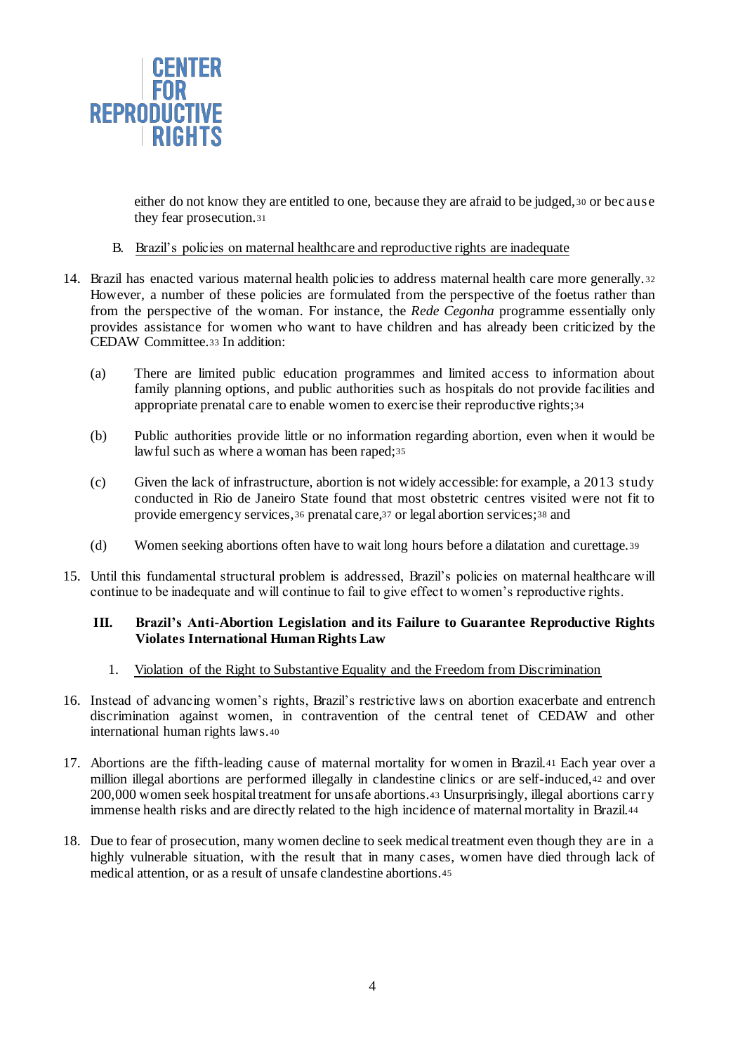either do not know they are entitled to one, because they are afraid to be judged,[30] or because they fear prosecution.[31]

B. Brazil's policies on maternal healthcare and reproductive rights are inadequate

14. Brazil has enacted various maternal health policies to address maternal health care more generally.[32] However, a number of these policies are formulated from the perspective of the foetus rather than from the perspective of the woman. For instance, the *Rede Cegonha* programme essentially only provides assistance for women who want to have children and has already been criticized by the CEDAW Committee.[33] In addition:

   (a) There are limited public education programmes and limited access to information about family planning options, and public authorities such as hospitals do not provide facilities and appropriate prenatal care to enable women to exercise their reproductive rights;[34]

   (b) Public authorities provide little or no information regarding abortion, even when it would be lawful such as where a woman has been raped;[35]

   (c) Given the lack of infrastructure, abortion is not widely accessible: for example, a 2013 study conducted in Rio de Janeiro State found that most obstetric centres visited were not fit to provide emergency services,[36] prenatal care,[37] or legal abortion services;[38] and

   (d) Women seeking abortions often have to wait long hours before a dilatation and curettage.[39]

15. Until this fundamental structural problem is addressed, Brazil's policies on maternal healthcare will continue to be inadequate and will continue to fail to give effect to women's reproductive rights.

## III. Brazil's Anti-Abortion Legislation and its Failure to Guarantee Reproductive Rights Violates International Human Rights Law

1. Violation of the Right to Substantive Equality and the Freedom from Discrimination

16. Instead of advancing women's rights, Brazil's restrictive laws on abortion exacerbate and entrench discrimination against women, in contravention of the central tenet of CEDAW and other international human rights laws.[40]

17. Abortions are the fifth-leading cause of maternal mortality for women in Brazil.[41] Each year over a million illegal abortions are performed illegally in clandestine clinics or are self-induced,[42] and over 200,000 women seek hospital treatment for unsafe abortions.[43] Unsurprisingly, illegal abortions carry immense health risks and are directly related to the high incidence of maternal mortality in Brazil.[44]

18. Due to fear of prosecution, many women decline to seek medical treatment even though they are in a highly vulnerable situation, with the result that in many cases, women have died through lack of medical attention, or as a result of unsafe clandestine abortions.[45]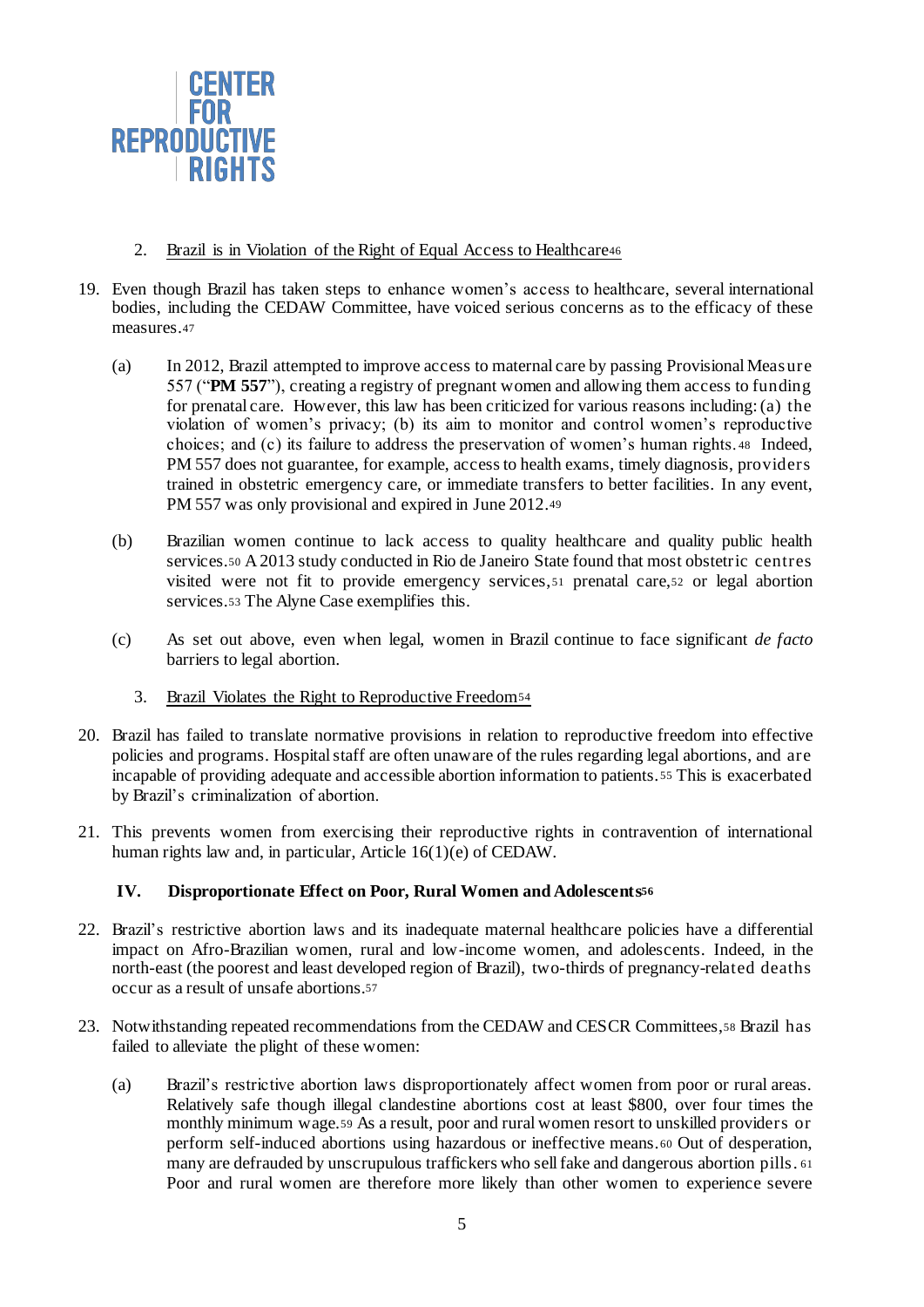2. Brazil is in Violation of the Right of Equal Access to Healthcare[46]

19. Even though Brazil has taken steps to enhance women's access to healthcare, several international bodies, including the CEDAW Committee, have voiced serious concerns as to the efficacy of these measures.[47]

    (a) In 2012, Brazil attempted to improve access to maternal care by passing Provisional Measure 557 ("**PM 557**"), creating a registry of pregnant women and allowing them access to funding for prenatal care. However, this law has been criticized for various reasons including: (a) the violation of women's privacy; (b) its aim to monitor and control women's reproductive choices; and (c) its failure to address the preservation of women's human rights.[48] Indeed, PM 557 does not guarantee, for example, access to health exams, timely diagnosis, providers trained in obstetric emergency care, or immediate transfers to better facilities. In any event, PM 557 was only provisional and expired in June 2012.[49]

    (b) Brazilian women continue to lack access to quality healthcare and quality public health services.[50] A 2013 study conducted in Rio de Janeiro State found that most obstetric centres visited were not fit to provide emergency services,[51] prenatal care,[52] or legal abortion services.[53] The Alyne Case exemplifies this.

    (c) As set out above, even when legal, women in Brazil continue to face significant *de facto* barriers to legal abortion.

3. Brazil Violates the Right to Reproductive Freedom[54]

20. Brazil has failed to translate normative provisions in relation to reproductive freedom into effective policies and programs. Hospital staff are often unaware of the rules regarding legal abortions, and are incapable of providing adequate and accessible abortion information to patients.[55] This is exacerbated by Brazil's criminalization of abortion.

21. This prevents women from exercising their reproductive rights in contravention of international human rights law and, in particular, Article 16(1)(e) of CEDAW.

## IV. Disproportionate Effect on Poor, Rural Women and Adolescents[56]

22. Brazil's restrictive abortion laws and its inadequate maternal healthcare policies have a differential impact on Afro-Brazilian women, rural and low-income women, and adolescents. Indeed, in the north-east (the poorest and least developed region of Brazil), two-thirds of pregnancy-related deaths occur as a result of unsafe abortions.[57]

23. Notwithstanding repeated recommendations from the CEDAW and CESCR Committees,[58] Brazil has failed to alleviate the plight of these women:

    (a) Brazil's restrictive abortion laws disproportionately affect women from poor or rural areas. Relatively safe though illegal clandestine abortions cost at least $800, over four times the monthly minimum wage.[59] As a result, poor and rural women resort to unskilled providers or perform self-induced abortions using hazardous or ineffective means.[60] Out of desperation, many are defrauded by unscrupulous traffickers who sell fake and dangerous abortion pills.[61] Poor and rural women are therefore more likely than other women to experience severe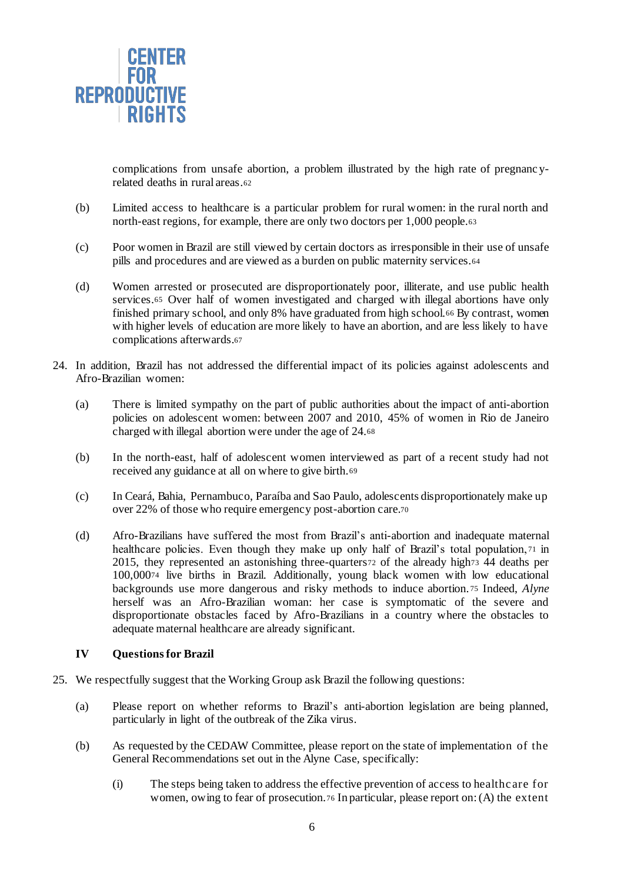complications from unsafe abortion, a problem illustrated by the high rate of pregnancy-related deaths in rural areas.[62]

(b) Limited access to healthcare is a particular problem for rural women: in the rural north and north-east regions, for example, there are only two doctors per 1,000 people.[63]

(c) Poor women in Brazil are still viewed by certain doctors as irresponsible in their use of unsafe pills and procedures and are viewed as a burden on public maternity services.[64]

(d) Women arrested or prosecuted are disproportionately poor, illiterate, and use public health services.[65] Over half of women investigated and charged with illegal abortions have only finished primary school, and only 8% have graduated from high school.[66] By contrast, women with higher levels of education are more likely to have an abortion, and are less likely to have complications afterwards.[67]

24. In addition, Brazil has not addressed the differential impact of its policies against adolescents and Afro-Brazilian women:

(a) There is limited sympathy on the part of public authorities about the impact of anti-abortion policies on adolescent women: between 2007 and 2010, 45% of women in Rio de Janeiro charged with illegal abortion were under the age of 24.[68]

(b) In the north-east, half of adolescent women interviewed as part of a recent study had not received any guidance at all on where to give birth.[69]

(c) In Ceará, Bahia, Pernambuco, Paraíba and Sao Paulo, adolescents disproportionately make up over 22% of those who require emergency post-abortion care.[70]

(d) Afro-Brazilians have suffered the most from Brazil's anti-abortion and inadequate maternal healthcare policies. Even though they make up only half of Brazil's total population,[71] in 2015, they represented an astonishing three-quarters[72] of the already high[73] 44 deaths per 100,000[74] live births in Brazil. Additionally, young black women with low educational backgrounds use more dangerous and risky methods to induce abortion.[75] Indeed, *Alyne* herself was an Afro-Brazilian woman: her case is symptomatic of the severe and disproportionate obstacles faced by Afro-Brazilians in a country where the obstacles to adequate maternal healthcare are already significant.

## IV Questions for Brazil

25. We respectfully suggest that the Working Group ask Brazil the following questions:

(a) Please report on whether reforms to Brazil's anti-abortion legislation are being planned, particularly in light of the outbreak of the Zika virus.

(b) As requested by the CEDAW Committee, please report on the state of implementation of the General Recommendations set out in the Alyne Case, specifically:

(i) The steps being taken to address the effective prevention of access to healthcare for women, owing to fear of prosecution.[76] In particular, please report on: (A) the extent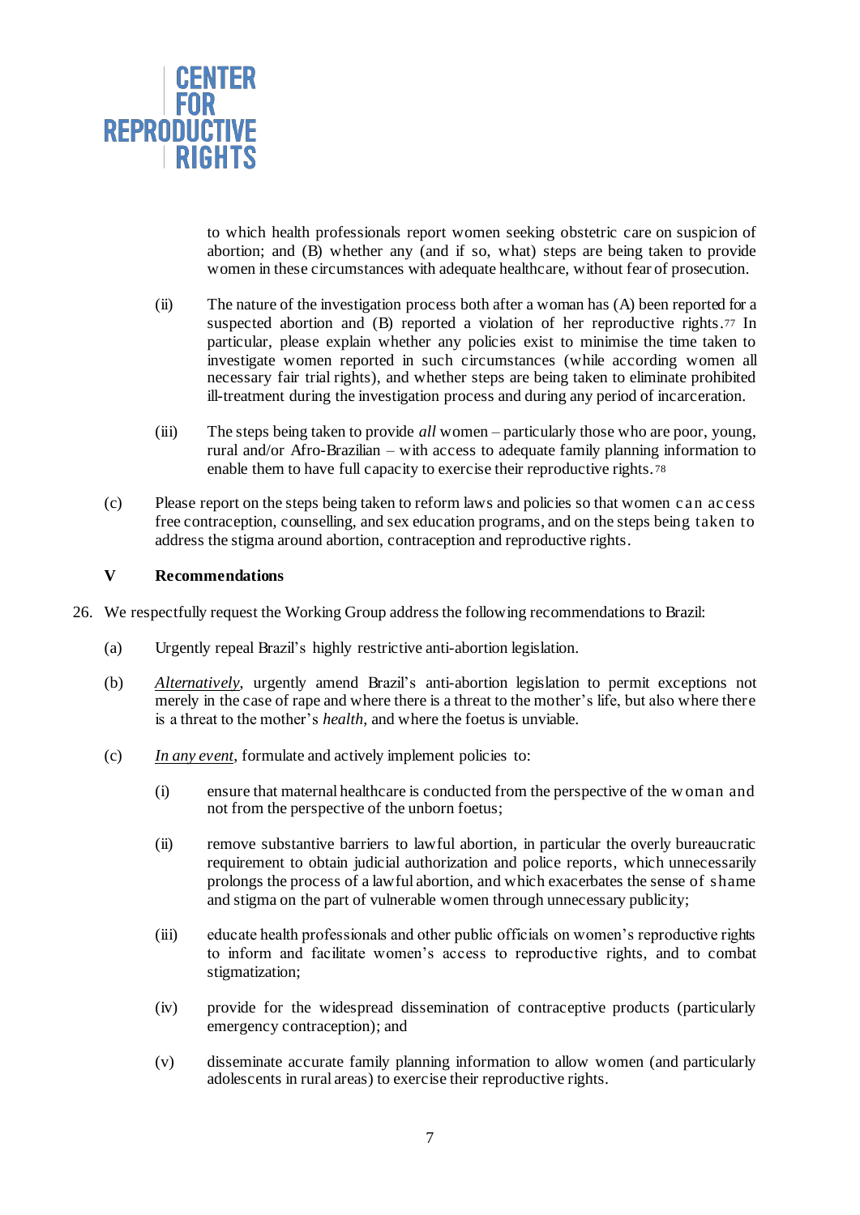to which health professionals report women seeking obstetric care on suspicion of abortion; and (B) whether any (and if so, what) steps are being taken to provide women in these circumstances with adequate healthcare, without fear of prosecution.

(ii) The nature of the investigation process both after a woman has (A) been reported for a suspected abortion and (B) reported a violation of her reproductive rights.[77] In particular, please explain whether any policies exist to minimise the time taken to investigate women reported in such circumstances (while according women all necessary fair trial rights), and whether steps are being taken to eliminate prohibited ill-treatment during the investigation process and during any period of incarceration.

(iii) The steps being taken to provide *all* women – particularly those who are poor, young, rural and/or Afro-Brazilian – with access to adequate family planning information to enable them to have full capacity to exercise their reproductive rights.[78]

(c) Please report on the steps being taken to reform laws and policies so that women can access free contraception, counselling, and sex education programs, and on the steps being taken to address the stigma around abortion, contraception and reproductive rights.

## V Recommendations

26. We respectfully request the Working Group address the following recommendations to Brazil:

(a) Urgently repeal Brazil's highly restrictive anti-abortion legislation.

(b) ***Alternatively***, urgently amend Brazil's anti-abortion legislation to permit exceptions not merely in the case of rape and where there is a threat to the mother's life, but also where there is a threat to the mother's *health*, and where the foetus is unviable.

(c) ***In any event***, formulate and actively implement policies to:

(i) ensure that maternal healthcare is conducted from the perspective of the woman and not from the perspective of the unborn foetus;

(ii) remove substantive barriers to lawful abortion, in particular the overly bureaucratic requirement to obtain judicial authorization and police reports, which unnecessarily prolongs the process of a lawful abortion, and which exacerbates the sense of shame and stigma on the part of vulnerable women through unnecessary publicity;

(iii) educate health professionals and other public officials on women's reproductive rights to inform and facilitate women's access to reproductive rights, and to combat stigmatization;

(iv) provide for the widespread dissemination of contraceptive products (particularly emergency contraception); and

(v) disseminate accurate family planning information to allow women (and particularly adolescents in rural areas) to exercise their reproductive rights.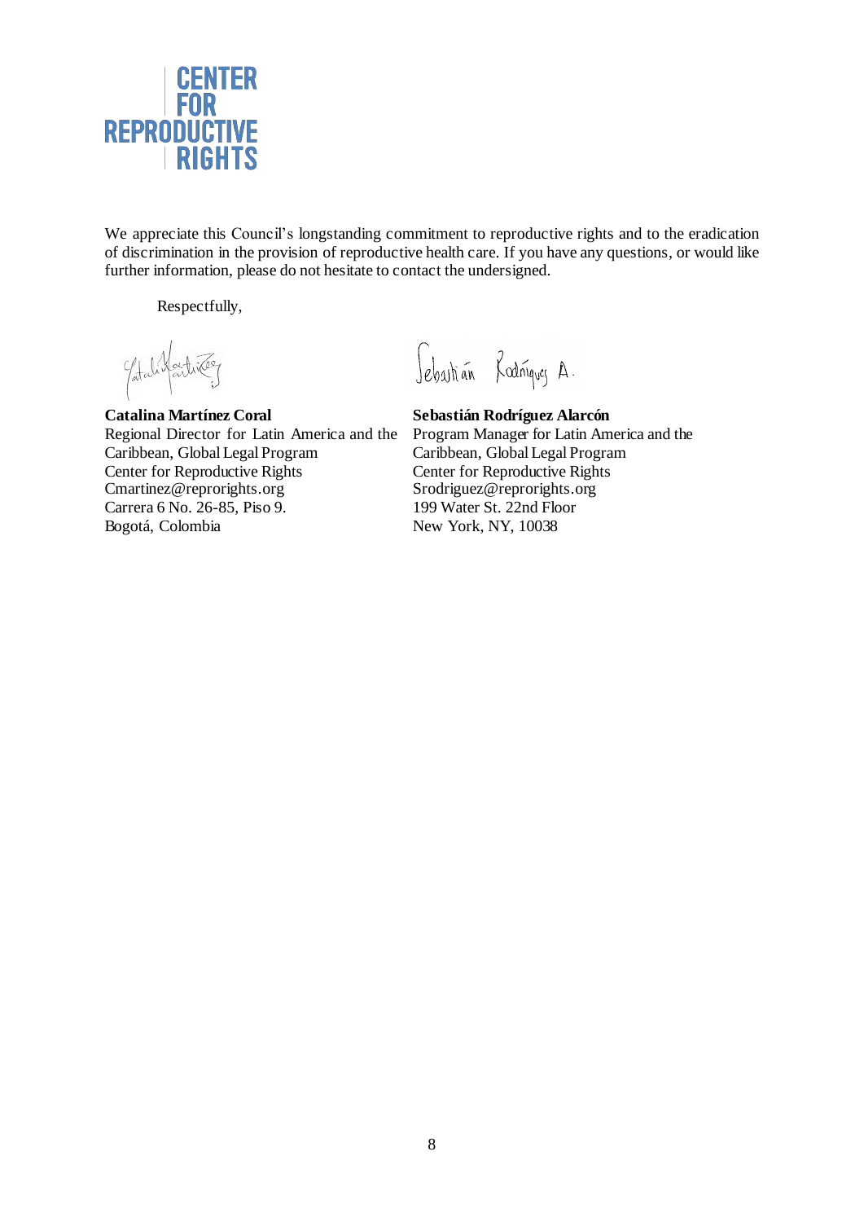CENTER FOR REPRODUCTIVE RIGHTS

We appreciate this Council's longstanding commitment to reproductive rights and to the eradication of discrimination in the provision of reproductive health care. If you have any questions, or would like further information, please do not hesitate to contact the undersigned.

Respectfully,

**Catalina Martínez Coral**
Regional Director for Latin America and the Caribbean, Global Legal Program
Center for Reproductive Rights
Cmartinez@reprorights.org
Carrera 6 No. 26-85, Piso 9.
Bogotá, Colombia

**Sebastián Rodríguez Alarcón**
Program Manager for Latin America and the Caribbean, Global Legal Program
Center for Reproductive Rights
Srodriguez@reprorights.org
199 Water St. 22nd Floor
New York, NY, 10038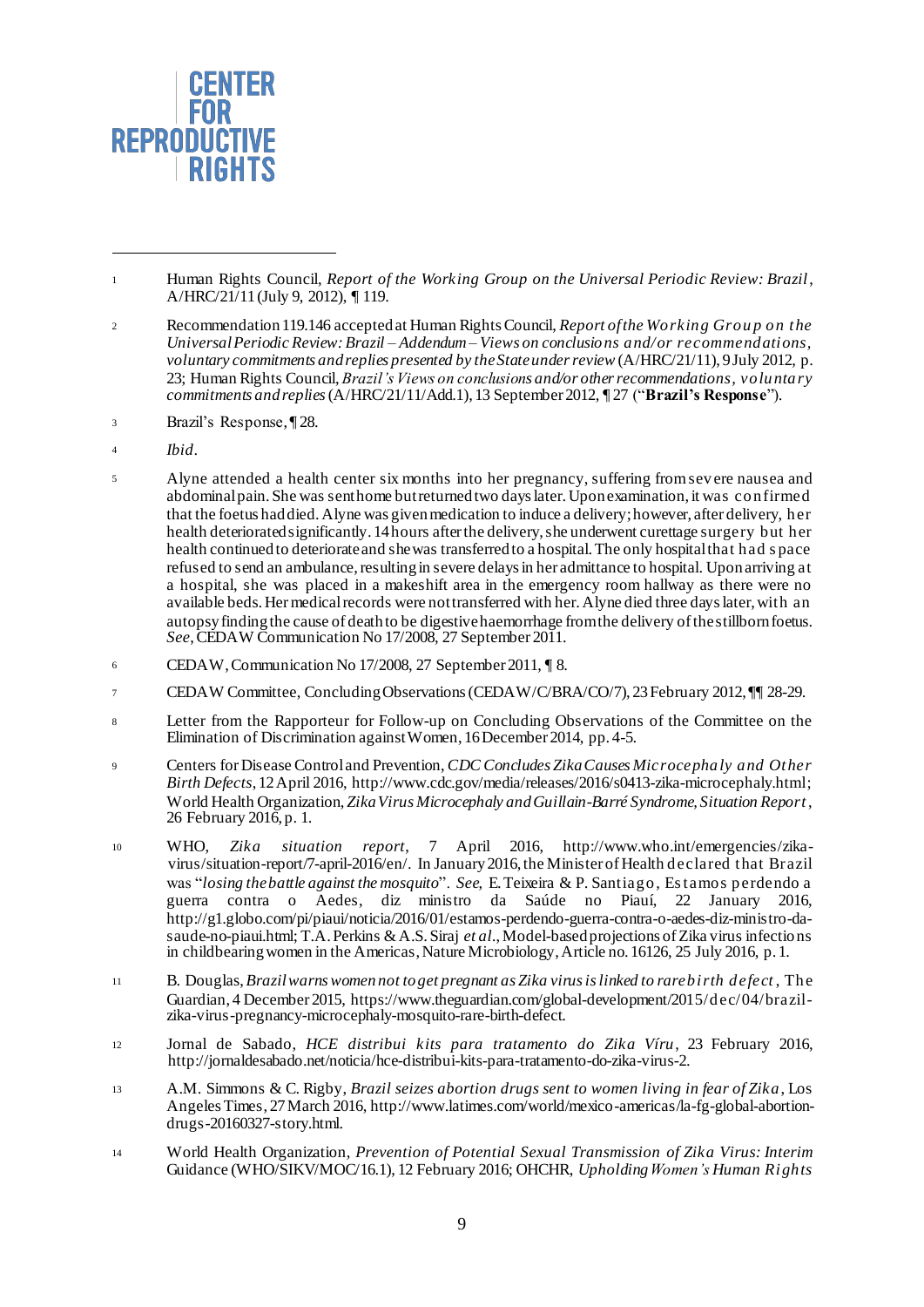CENTER FOR REPRODUCTIVE RIGHTS

---

1 Human Rights Council, *Report of the Working Group on the Universal Periodic Review: Brazil*, A/HRC/21/11 (July 9, 2012), ¶ 119.

2 Recommendation 119.146 accepted at Human Rights Council, *Report of the Working Group on the Universal Periodic Review: Brazil – Addendum – Views on conclusions and/or recommendations, voluntary commitments and replies presented by the State under review* (A/HRC/21/11), 9 July 2012, p. 23; Human Rights Council, *Brazil's Views on conclusions and/or other recommendations, voluntary commitments and replies* (A/HRC/21/11/Add.1), 13 September 2012, ¶ 27 ("**Brazil's Response**").

3 Brazil's Response, ¶ 28.

4 *Ibid*.

5 Alyne attended a health center six months into her pregnancy, suffering from severe nausea and abdominal pain. She was sent home but returned two days later. Upon examination, it was confirmed that the foetus had died. Alyne was given medication to induce a delivery; however, after delivery, her health deteriorated significantly. 14 hours after the delivery, she underwent curettage surgery but her health continued to deteriorate and she was transferred to a hospital. The only hospital that had space refused to send an ambulance, resulting in severe delays in her admittance to hospital. Upon arriving at a hospital, she was placed in a makeshift area in the emergency room hallway as there were no available beds. Her medical records were not transferred with her. Alyne died three days later, with an autopsy finding the cause of death to be digestive haemorrhage from the delivery of the stillborn foetus. *See*, CEDAW Communication No 17/2008, 27 September 2011.

6 CEDAW, Communication No 17/2008, 27 September 2011, ¶ 8.

7 CEDAW Committee, Concluding Observations (CEDAW/C/BRA/CO/7), 23 February 2012, ¶¶ 28-29.

8 Letter from the Rapporteur for Follow-up on Concluding Observations of the Committee on the Elimination of Discrimination against Women, 16 December 2014, pp. 4-5.

9 Centers for Disease Control and Prevention, *CDC Concludes Zika Causes Microcephaly and Other Birth Defects*, 12 April 2016, http://www.cdc.gov/media/releases/2016/s0413-zika-microcephaly.html; World Health Organization, *Zika Virus Microcephaly and Guillain-Barré Syndrome, Situation Report*, 26 February 2016, p. 1.

10 WHO, *Zika situation report*, 7 April 2016, http://www.who.int/emergencies/zika-virus/situation-report/7-april-2016/en/. In January 2016, the Minister of Health declared that Brazil was "*losing the battle against the mosquito*". *See*, E. Teixeira & P. Santiago, Estamos perdendo a guerra contra o Aedes, diz ministro da Saúde no Piauí, 22 January 2016, http://g1.globo.com/pi/piaui/noticia/2016/01/estamos-perdendo-guerra-contra-o-aedes-diz-ministro-da-saude-no-piaui.html; T.A. Perkins & A.S. Siraj *et al*., Model-based projections of Zika virus infections in childbearing women in the Americas, Nature Microbiology, Article no. 16126, 25 July 2016, p. 1.

11 B. Douglas, *Brazil warns women not to get pregnant as Zika virus is linked to rare birth defect*, The Guardian, 4 December 2015, https://www.theguardian.com/global-development/2015/dec/04/brazil-zika-virus-pregnancy-microcephaly-mosquito-rare-birth-defect.

12 Jornal de Sabado, *HCE distribui kits para tratamento do Zika Víru*, 23 February 2016, http://jornaldesabado.net/noticia/hce-distribui-kits-para-tratamento-do-zika-virus-2.

13 A.M. Simmons & C. Rigby, *Brazil seizes abortion drugs sent to women living in fear of Zika*, Los Angeles Times, 27 March 2016, http://www.latimes.com/world/mexico-americas/la-fg-global-abortion-drugs-20160327-story.html.

14 World Health Organization, *Prevention of Potential Sexual Transmission of Zika Virus: Interim* Guidance (WHO/SIKV/MOC/16.1), 12 February 2016; OHCHR, *Upholding Women's Human Rights*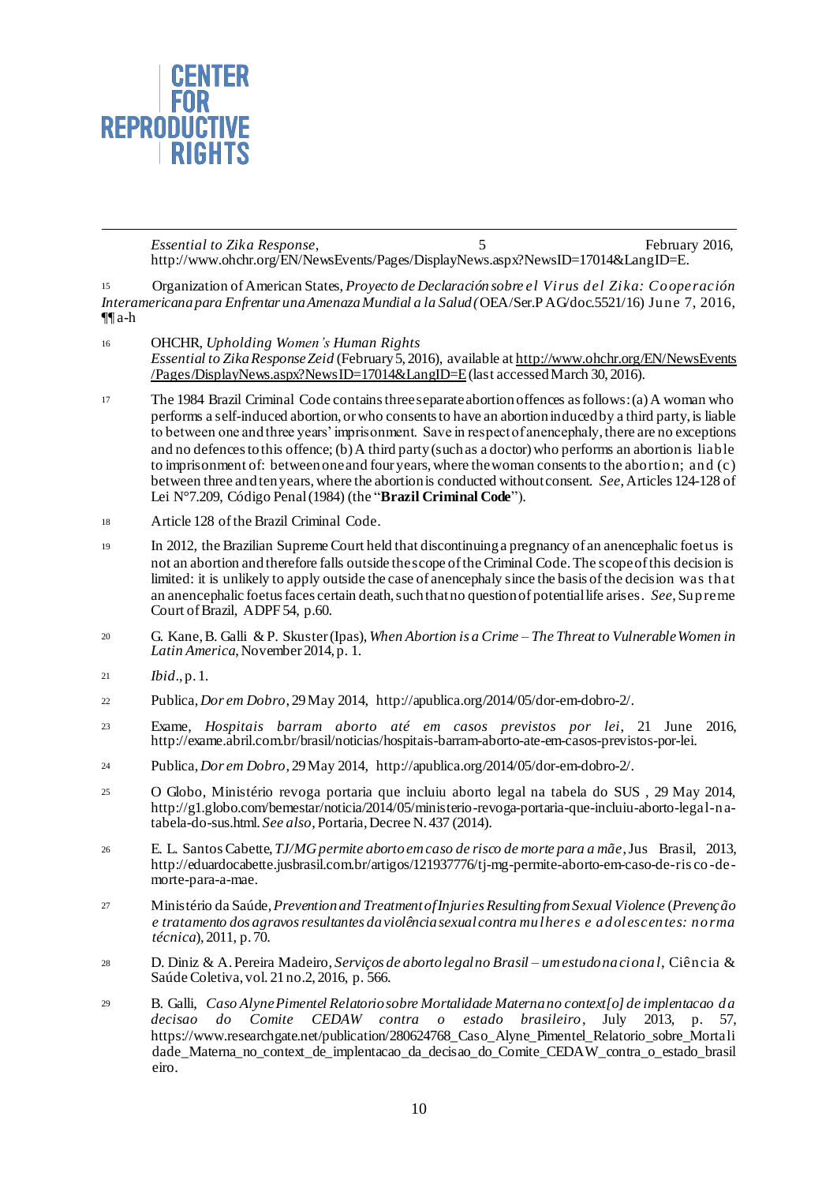*Essential to Zika Response*, 5 February 2016, http://www.ohchr.org/EN/NewsEvents/Pages/DisplayNews.aspx?NewsID=17014&LangID=E.

15 Organization of American States, *Proyecto de Declaración sobre el Virus del Zika: Cooperación Interamericana para Enfrentar una Amenaza Mundial a la Salud* (OEA/Ser.P AG/doc.5521/16) June 7, 2016, ¶¶ a-h

16 OHCHR, *Upholding Women's Human Rights Essential to Zika Response Zeid* (February 5, 2016), available at http://www.ohchr.org/EN/NewsEvents/Pages/DisplayNews.aspx?NewsID=17014&LangID=E (last accessed March 30, 2016).

17 The 1984 Brazil Criminal Code contains three separate abortion offences as follows: (a) A woman who performs a self-induced abortion, or who consents to have an abortion induced by a third party, is liable to between one and three years' imprisonment. Save in respect of anencephaly, there are no exceptions and no defences to this offence; (b) A third party (such as a doctor) who performs an abortion is liable to imprisonment of: between one and four years, where the woman consents to the abortion; and (c) between three and ten years, where the abortion is conducted without consent. *See*, Articles 124-128 of Lei N°7.209, Código Penal (1984) (the "**Brazil Criminal Code**").

18 Article 128 of the Brazil Criminal Code.

19 In 2012, the Brazilian Supreme Court held that discontinuing a pregnancy of an anencephalic foetus is not an abortion and therefore falls outside the scope of the Criminal Code. The scope of this decision is limited: it is unlikely to apply outside the case of anencephaly since the basis of the decision was that an anencephalic foetus faces certain death, such that no question of potential life arises. *See*, Supreme Court of Brazil, ADPF 54, p.60.

20 G. Kane, B. Galli & P. Skuster (Ipas), *When Abortion is a Crime – The Threat to Vulnerable Women in Latin America*, November 2014, p. 1.

21 *Ibid*., p. 1.

22 Publica, *Dor em Dobro*, 29 May 2014, http://apublica.org/2014/05/dor-em-dobro-2/.

23 Exame, *Hospitais barram aborto até em casos previstos por lei*, 21 June 2016, http://exame.abril.com.br/brasil/noticias/hospitais-barram-aborto-ate-em-casos-previstos-por-lei.

24 Publica, *Dor em Dobro*, 29 May 2014, http://apublica.org/2014/05/dor-em-dobro-2/.

25 O Globo, Ministério revoga portaria que incluiu aborto legal na tabela do SUS , 29 May 2014, http://g1.globo.com/bemestar/noticia/2014/05/ministerio-revoga-portaria-que-incluiu-aborto-legal-na-tabela-do-sus.html. *See also*, Portaria, Decree N. 437 (2014).

26 E. L. Santos Cabette, *TJ/MG permite aborto em caso de risco de morte para a mãe*, Jus Brasil, 2013, http://eduardocabette.jusbrasil.com.br/artigos/121937776/tj-mg-permite-aborto-em-caso-de-risco-de-morte-para-a-mae.

27 Ministério da Saúde, *Prevention and Treatment of Injuries Resulting from Sexual Violence* (*Prevenção e tratamento dos agravos resultantes da violência sexual contra mulheres e adolescentes: norma técnica*), 2011, p. 70.

28 D. Diniz & A. Pereira Madeiro, *Serviços de aborto legal no Brasil – um estudo nacional*, Ciência & Saúde Coletiva, vol. 21 no.2, 2016, p. 566.

29 B. Galli, *Caso Alyne Pimentel Relatorio sobre Mortalidade Materna no context[o] de implentacao da decisao do Comite CEDAW contra o estado brasileiro*, July 2013, p. 57, https://www.researchgate.net/publication/280624768_Caso_Alyne_Pimentel_Relatorio_sobre_Mortalidade_Materna_no_context_de_implentacao_da_decisao_do_Comite_CEDAW_contra_o_estado_brasileiro.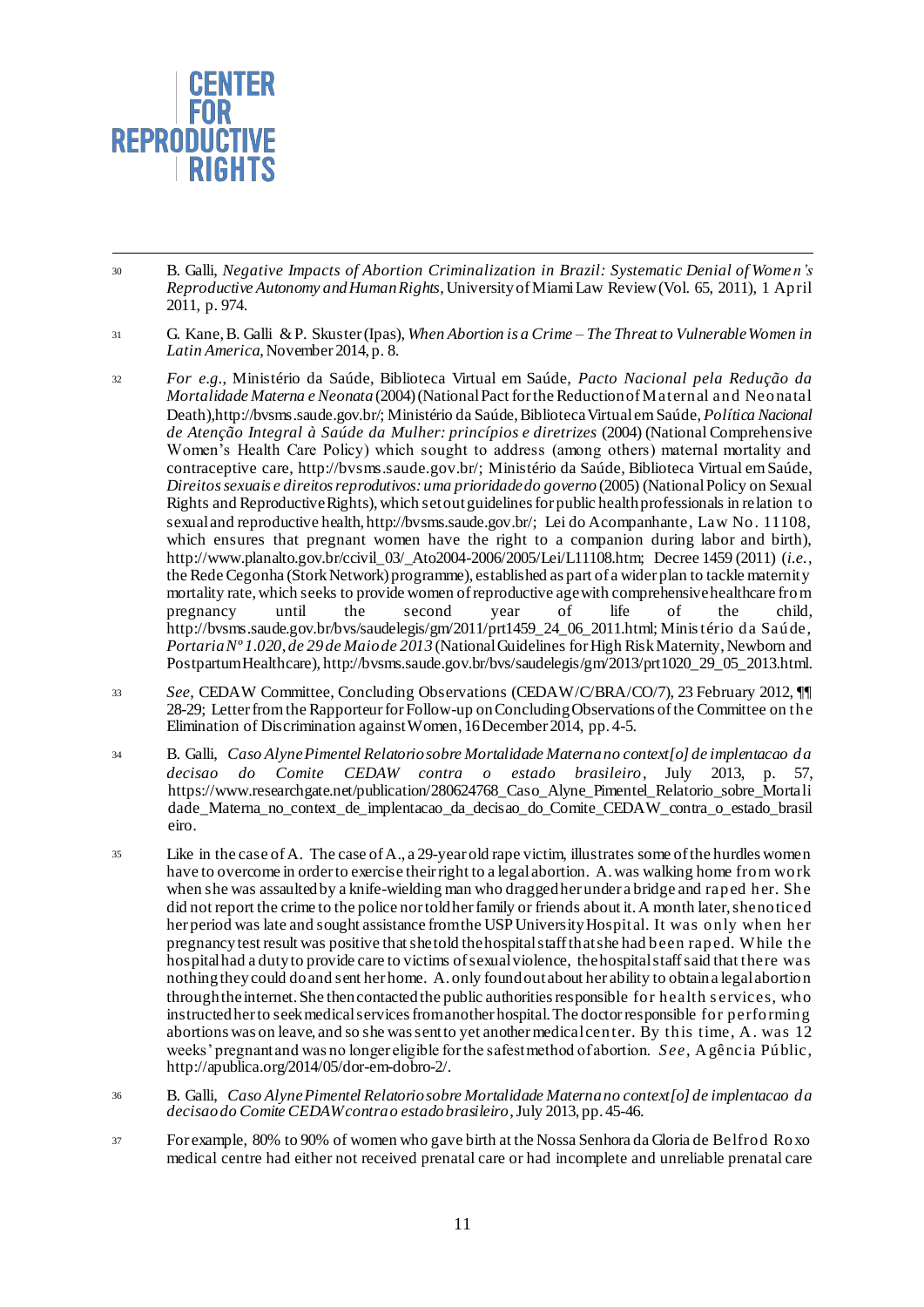30 B. Galli, *Negative Impacts of Abortion Criminalization in Brazil: Systematic Denial of Women's Reproductive Autonomy and Human Rights*, University of Miami Law Review (Vol. 65, 2011), 1 April 2011, p. 974.

31 G. Kane, B. Galli & P. Skuster (Ipas), *When Abortion is a Crime – The Threat to Vulnerable Women in Latin America*, November 2014, p. 8.

32 *For e.g.*, Ministério da Saúde, Biblioteca Virtual em Saúde, *Pacto Nacional pela Redução da Mortalidade Materna e Neonata* (2004) (National Pact for the Reduction of Maternal and Neonatal Death), http://bvsms.saude.gov.br/; Ministério da Saúde, Biblioteca Virtual em Saúde, *Política Nacional de Atenção Integral à Saúde da Mulher: princípios e diretrizes* (2004) (National Comprehensive Women's Health Care Policy) which sought to address (among others) maternal mortality and contraceptive care, http://bvsms.saude.gov.br/; Ministério da Saúde, Biblioteca Virtual em Saúde, *Direitos sexuais e direitos reprodutivos: uma prioridade do governo* (2005) (National Policy on Sexual Rights and Reproductive Rights), which set out guidelines for public health professionals in relation to sexual and reproductive health, http://bvsms.saude.gov.br/; Lei do Acompanhante, Law No. 11108, which ensures that pregnant women have the right to a companion during labor and birth), http://www.planalto.gov.br/ccivil_03/_Ato2004-2006/2005/Lei/L11108.htm; Decree 1459 (2011) (*i.e.*, the Rede Cegonha (Stork Network) programme), established as part of a wider plan to tackle maternity mortality rate, which seeks to provide women of reproductive age with comprehensive healthcare from pregnancy until the second year of life of the child, http://bvsms.saude.gov.br/bvs/saudelegis/gm/2011/prt1459_24_06_2011.html; Ministério da Saúde, *Portaria Nº 1.020, de 29 de Maio de 2013* (National Guidelines for High Risk Maternity, Newborn and Postpartum Healthcare), http://bvsms.saude.gov.br/bvs/saudelegis/gm/2013/prt1020_29_05_2013.html.

33 *See*, CEDAW Committee, Concluding Observations (CEDAW/C/BRA/CO/7), 23 February 2012, ¶¶ 28-29; Letter from the Rapporteur for Follow-up on Concluding Observations of the Committee on the Elimination of Discrimination against Women, 16 December 2014, pp. 4-5.

34 B. Galli, *Caso Alyne Pimentel Relatorio sobre Mortalidade Materna no context[o] de implentacao da decisao do Comite CEDAW contra o estado brasileiro*, July 2013, p. 57, https://www.researchgate.net/publication/280624768_Caso_Alyne_Pimentel_Relatorio_sobre_Mortalidade_Materna_no_context_de_implentacao_da_decisao_do_Comite_CEDAW_contra_o_estado_brasileiro.

35 Like in the case of A. The case of A., a 29-year old rape victim, illustrates some of the hurdles women have to overcome in order to exercise their right to a legal abortion. A. was walking home from work when she was assaulted by a knife-wielding man who dragged her under a bridge and raped her. She did not report the crime to the police nor told her family or friends about it. A month later, she noticed her period was late and sought assistance from the USP University Hospital. It was only when her pregnancy test result was positive that she told the hospital staff that she had been raped. While the hospital had a duty to provide care to victims of sexual violence, the hospital staff said that there was nothing they could do and sent her home. A. only found out about her ability to obtain a legal abortion through the internet. She then contacted the public authorities responsible for health services, who instructed her to seek medical services from another hospital. The doctor responsible for performing abortions was on leave, and so she was sent to yet another medical center. By this time, A. was 12 weeks' pregnant and was no longer eligible for the safest method of abortion. *See*, Agência Públic, http://apublica.org/2014/05/dor-em-dobro-2/.

36 B. Galli, *Caso Alyne Pimentel Relatorio sobre Mortalidade Materna no context[o] de implentacao da decisao do Comite CEDAW contra o estado brasileiro*, July 2013, pp. 45-46.

37 For example, 80% to 90% of women who gave birth at the Nossa Senhora da Gloria de Belfrod Roxo medical centre had either not received prenatal care or had incomplete and unreliable prenatal care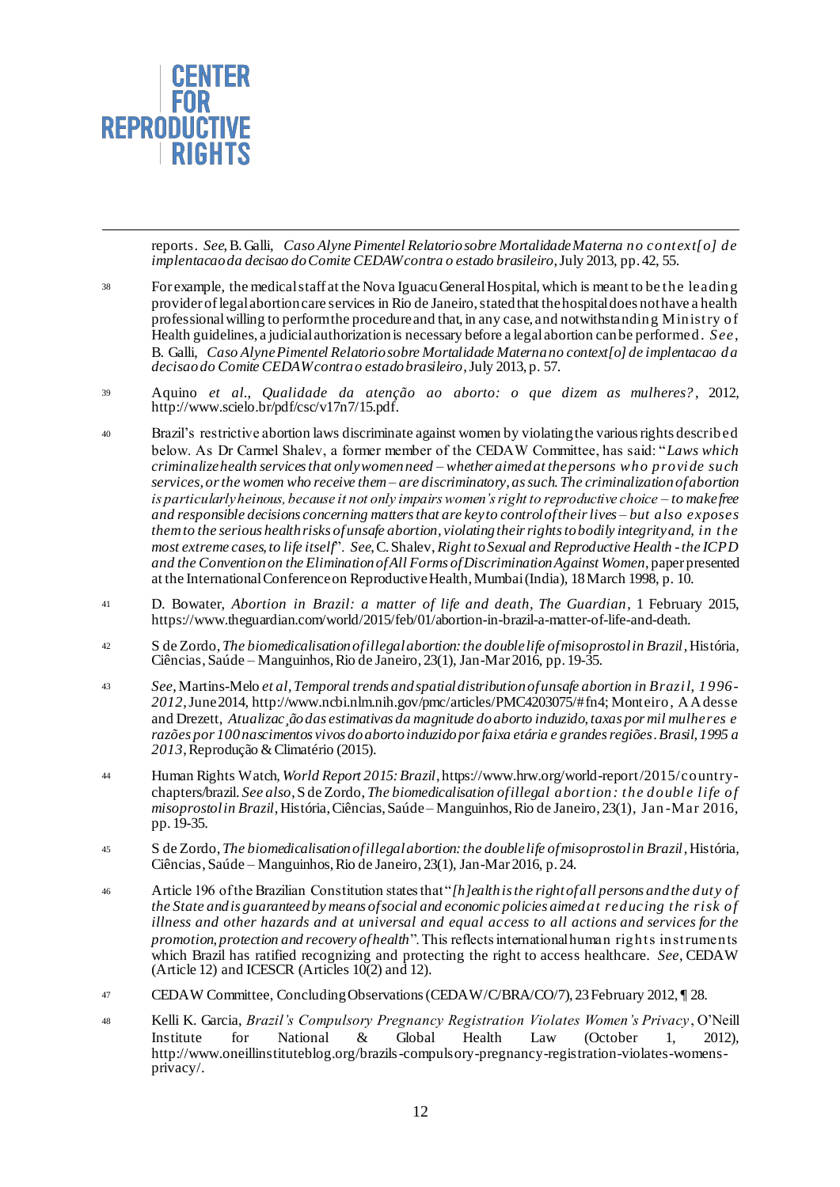reports. *See*, B. Galli, *Caso Alyne Pimentel Relatorio sobre Mortalidade Materna no context[o] de implentacao da decisao do Comite CEDAW contra o estado brasileiro*, July 2013, pp. 42, 55.

38 For example, the medical staff at the Nova Iguacu General Hospital, which is meant to be the leading provider of legal abortion care services in Rio de Janeiro, stated that the hospital does not have a health professional willing to perform the procedure and that, in any case, and notwithstanding Ministry of Health guidelines, a judicial authorization is necessary before a legal abortion can be performed. *See*, B. Galli, *Caso Alyne Pimentel Relatorio sobre Mortalidade Materna no context[o] de implentacao da decisao do Comite CEDAW contra o estado brasileiro*, July 2013, p. 57.

39 Aquino *et al*., *Qualidade da atenção ao aborto: o que dizem as mulheres?*, 2012, http://www.scielo.br/pdf/csc/v17n7/15.pdf.

40 Brazil's restrictive abortion laws discriminate against women by violating the various rights described below. As Dr Carmel Shalev, a former member of the CEDAW Committee, has said: "*Laws which criminalize health services that only women need – whether aimed at the persons who provide such services, or the women who receive them – are discriminatory, as such. The criminalization of abortion is particularly heinous, because it not only impairs women's right to reproductive choice – to make free and responsible decisions concerning matters that are key to control of their lives – but also exposes them to the serious health risks of unsafe abortion, violating their rights to bodily integrity and, in the most extreme cases, to life itself*". *See*, C. Shalev, *Right to Sexual and Reproductive Health - the ICPD and the Convention on the Elimination of All Forms of Discrimination Against Women*, paper presented at the International Conference on Reproductive Health, Mumbai (India), 18 March 1998, p. 10.

41 D. Bowater, *Abortion in Brazil: a matter of life and death*, *The Guardian*, 1 February 2015, https://www.theguardian.com/world/2015/feb/01/abortion-in-brazil-a-matter-of-life-and-death.

42 S de Zordo, *The biomedicalisation of illegal abortion: the double life of misoprostol in Brazil*, História, Ciências, Saúde – Manguinhos, Rio de Janeiro, 23(1), Jan-Mar 2016, pp. 19-35.

43 *See*, Martins-Melo *et al*, *Temporal trends and spatial distribution of unsafe abortion in Brazil, 1996-2012*, June 2014, http://www.ncbi.nlm.nih.gov/pmc/articles/PMC4203075/#fn4; Monteiro, A Adesse and Drezett, *Atualizaç¸ão das estimativas da magnitude do aborto induzido, taxas por mil mulheres e razões por 100 nascimentos vivos do aborto induzido por faixa etária e grandes regiões. Brasil, 1995 a 2013*, Reprodução & Climatério (2015).

44 Human Rights Watch, *World Report 2015: Brazil*, https://www.hrw.org/world-report/2015/country-chapters/brazil. *See also*, S de Zordo, *The biomedicalisation of illegal abortion: the double life of misoprostol in Brazil*, História, Ciências, Saúde – Manguinhos, Rio de Janeiro, 23(1), Jan-Mar 2016, pp. 19-35.

45 S de Zordo, *The biomedicalisation of illegal abortion: the double life of misoprostol in Brazil*, História, Ciências, Saúde – Manguinhos, Rio de Janeiro, 23(1), Jan-Mar 2016, p. 24.

46 Article 196 of the Brazilian Constitution states that "*[h]ealth is the right of all persons and the duty of the State and is guaranteed by means of social and economic policies aimed at reducing the risk of illness and other hazards and at universal and equal access to all actions and services for the promotion, protection and recovery of health*". This reflects international human rights instruments which Brazil has ratified recognizing and protecting the right to access healthcare. *See*, CEDAW (Article 12) and ICESCR (Articles 10(2) and 12).

47 CEDAW Committee, Concluding Observations (CEDAW/C/BRA/CO/7), 23 February 2012, ¶ 28.

48 Kelli K. Garcia, *Brazil's Compulsory Pregnancy Registration Violates Women's Privacy*, O'Neill Institute for National & Global Health Law (October 1, 2012), http://www.oneillinstituteblog.org/brazils-compulsory-pregnancy-registration-violates-womens-privacy/.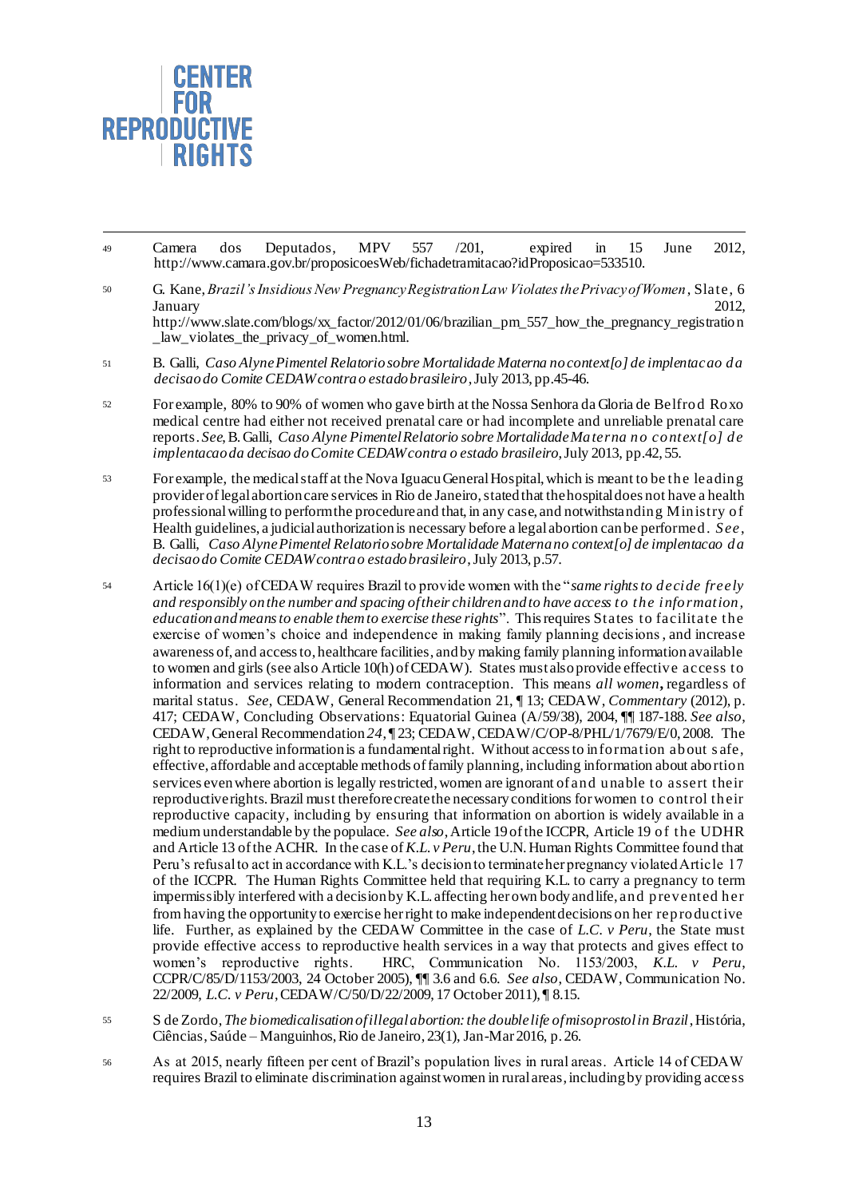49 Camera dos Deputados, MPV 557 /201, expired in 15 June 2012, http://www.camara.gov.br/proposicoesWeb/fichadetramitacao?idProposicao=533510.

50 G. Kane, *Brazil's Insidious New Pregnancy Registration Law Violates the Privacy of Women*, Slate, 6 January 2012, http://www.slate.com/blogs/xx_factor/2012/01/06/brazilian_pm_557_how_the_pregnancy_registration_law_violates_the_privacy_of_women.html.

51 B. Galli, *Caso Alyne Pimentel Relatorio sobre Mortalidade Materna no context[o] de implentacao da decisao do Comite CEDAW contra o estado brasileiro*, July 2013, pp.45-46.

52 For example, 80% to 90% of women who gave birth at the Nossa Senhora da Gloria de Belfrod Roxo medical centre had either not received prenatal care or had incomplete and unreliable prenatal care reports. *See*, B. Galli, *Caso Alyne Pimentel Relatorio sobre Mortalidade Materna no context[o] de implentacao da decisao do Comite CEDAW contra o estado brasileiro*, July 2013, pp.42, 55.

53 For example, the medical staff at the Nova Iguacu General Hospital, which is meant to be the leading provider of legal abortion care services in Rio de Janeiro, stated that the hospital does not have a health professional willing to perform the procedure and that, in any case, and notwithstanding Ministry of Health guidelines, a judicial authorization is necessary before a legal abortion can be performed. *See*, B. Galli, *Caso Alyne Pimentel Relatorio sobre Mortalidade Materna no context[o] de implentacao da decisao do Comite CEDAW contra o estado brasileiro*, July 2013, p.57.

54 Article 16(1)(e) of CEDAW requires Brazil to provide women with the "*same rights to decide freely and responsibly on the number and spacing of their children and to have access to the information, education and means to enable them to exercise these rights*". This requires States to facilitate the exercise of women's choice and independence in making family planning decisions, and increase awareness of, and access to, healthcare facilities, and by making family planning information available to women and girls (see also Article 10(h) of CEDAW). States must also provide effective access to information and services relating to modern contraception. This means *all women***,** regardless of marital status. *See*, CEDAW, General Recommendation 21, ¶ 13; CEDAW, *Commentary* (2012), p. 417; CEDAW, Concluding Observations: Equatorial Guinea (A/59/38), 2004, ¶¶ 187-188. *See also*, CEDAW, General Recommendation *24*, ¶ 23; CEDAW, CEDAW/C/OP-8/PHL/1/7679/E/0, 2008. The right to reproductive information is a fundamental right. Without access to information about safe, effective, affordable and acceptable methods of family planning, including information about abortion services even where abortion is legally restricted, women are ignorant of and unable to assert their reproductive rights. Brazil must therefore create the necessary conditions for women to control their reproductive capacity, including by ensuring that information on abortion is widely available in a medium understandable by the populace. *See also*, Article 19 of the ICCPR, Article 19 of the UDHR and Article 13 of the ACHR. In the case of *K.L. v Peru*, the U.N. Human Rights Committee found that Peru's refusal to act in accordance with K.L.'s decision to terminate her pregnancy violated Article 17 of the ICCPR. The Human Rights Committee held that requiring K.L. to carry a pregnancy to term impermissibly interfered with a decision by K.L. affecting her own body and life, and prevented her from having the opportunity to exercise her right to make independent decisions on her reproductive life. Further, as explained by the CEDAW Committee in the case of *L.C. v Peru*, the State must provide effective access to reproductive health services in a way that protects and gives effect to women's reproductive rights. HRC, Communication No. 1153/2003, *K.L. v Peru*, CCPR/C/85/D/1153/2003, 24 October 2005), ¶¶ 3.6 and 6.6. *See also*, CEDAW, Communication No. 22/2009, *L.C. v Peru*, CEDAW/C/50/D/22/2009, 17 October 2011), ¶ 8.15.

55 S de Zordo, *The biomedicalisation of illegal abortion: the double life of misoprostol in Brazil*, História, Ciências, Saúde – Manguinhos, Rio de Janeiro, 23(1), Jan-Mar 2016, p. 26.

56 As at 2015, nearly fifteen per cent of Brazil's population lives in rural areas. Article 14 of CEDAW requires Brazil to eliminate discrimination against women in rural areas, including by providing access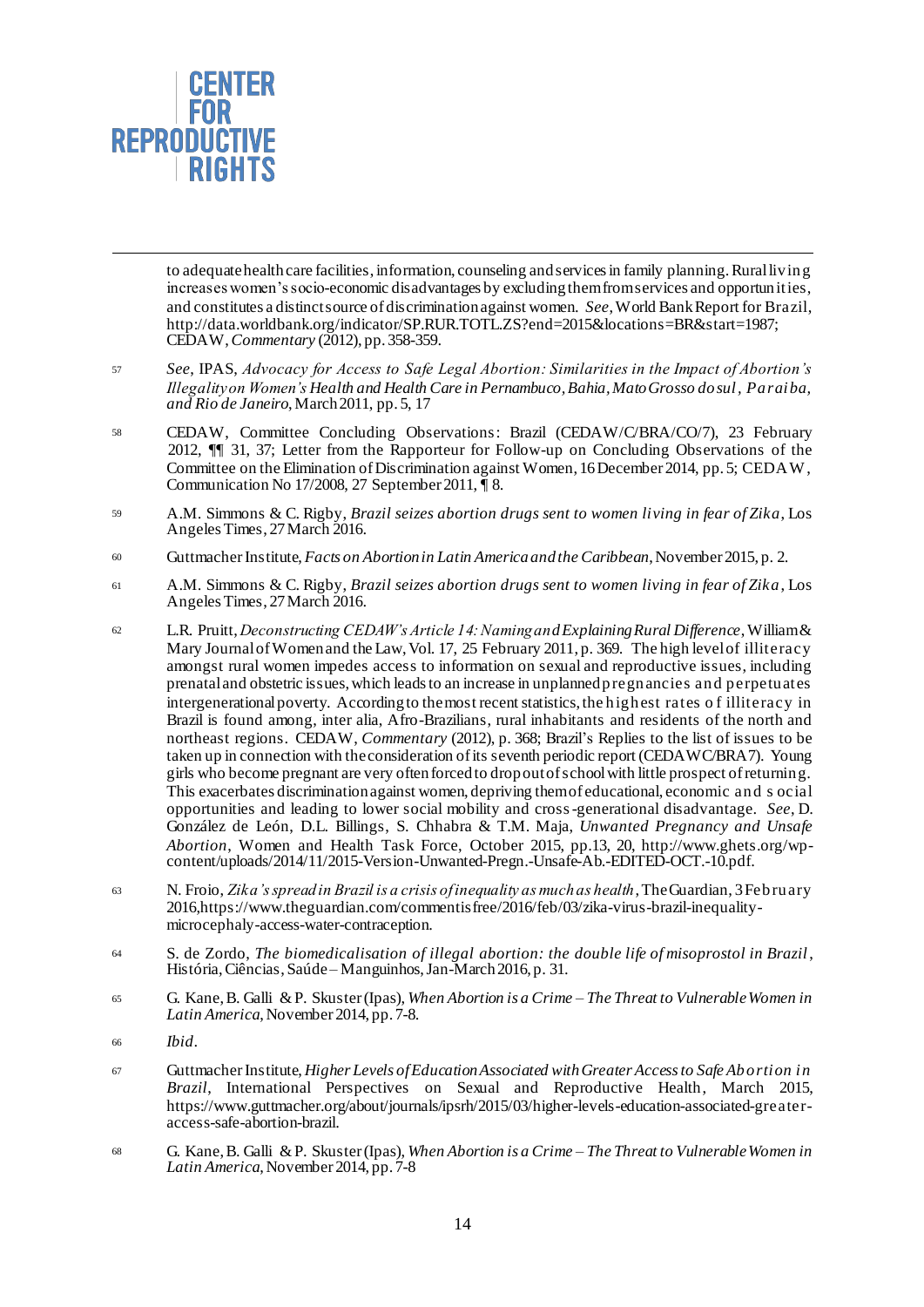to adequate health care facilities, information, counseling and services in family planning. Rural living increases women's socio-economic disadvantages by excluding them from services and opportunities, and constitutes a distinct source of discrimination against women. *See*, World Bank Report for Brazil, http://data.worldbank.org/indicator/SP.RUR.TOTL.ZS?end=2015&locations=BR&start=1987; CEDAW, *Commentary* (2012), pp. 358-359.

57 *See*, IPAS, *Advocacy for Access to Safe Legal Abortion: Similarities in the Impact of Abortion's Illegality on Women's Health and Health Care in Pernambuco, Bahia, Mato Grosso do sul, Paraiba, and Rio de Janeiro*, March 2011, pp. 5, 17

58 CEDAW, Committee Concluding Observations: Brazil (CEDAW/C/BRA/CO/7), 23 February 2012, ¶¶ 31, 37; Letter from the Rapporteur for Follow-up on Concluding Observations of the Committee on the Elimination of Discrimination against Women, 16 December 2014, pp. 5; CEDAW, Communication No 17/2008, 27 September 2011, ¶ 8.

59 A.M. Simmons & C. Rigby, *Brazil seizes abortion drugs sent to women living in fear of Zika*, Los Angeles Times, 27 March 2016.

60 Guttmacher Institute, *Facts on Abortion in Latin America and the Caribbean*, November 2015, p. 2.

61 A.M. Simmons & C. Rigby, *Brazil seizes abortion drugs sent to women living in fear of Zika*, Los Angeles Times, 27 March 2016.

62 L.R. Pruitt, *Deconstructing CEDAW's Article 14: Naming and Explaining Rural Difference*, William & Mary Journal of Women and the Law, Vol. 17, 25 February 2011, p. 369. The high level of illiteracy amongst rural women impedes access to information on sexual and reproductive issues, including prenatal and obstetric issues, which leads to an increase in unplanned pregnancies and perpetuates intergenerational poverty. According to the most recent statistics, the highest rates of illiteracy in Brazil is found among, inter alia, Afro-Brazilians, rural inhabitants and residents of the north and northeast regions. CEDAW, *Commentary* (2012), p. 368; Brazil's Replies to the list of issues to be taken up in connection with the consideration of its seventh periodic report (CEDAWC/BRA7). Young girls who become pregnant are very often forced to drop out of school with little prospect of returning. This exacerbates discrimination against women, depriving them of educational, economic and social opportunities and leading to lower social mobility and cross-generational disadvantage. *See*, D. González de León, D.L. Billings, S. Chhabra & T.M. Maja, *Unwanted Pregnancy and Unsafe Abortion*, Women and Health Task Force, October 2015, pp.13, 20, http://www.ghets.org/wp-content/uploads/2014/11/2015-Version-Unwanted-Pregn.-Unsafe-Ab.-EDITED-OCT.-10.pdf.

63 N. Froio, *Zika's spread in Brazil is a crisis of inequality as much as health*, The Guardian, 3 February 2016,https://www.theguardian.com/commentisfree/2016/feb/03/zika-virus-brazil-inequality-microcephaly-access-water-contraception.

64 S. de Zordo, *The biomedicalisation of illegal abortion: the double life of misoprostol in Brazil*, História, Ciências, Saúde – Manguinhos, Jan-March 2016, p. 31.

65 G. Kane, B. Galli & P. Skuster (Ipas), *When Abortion is a Crime – The Threat to Vulnerable Women in Latin America*, November 2014, pp. 7-8.

66 *Ibid*.

67 Guttmacher Institute, *Higher Levels of Education Associated with Greater Access to Safe Abortion in Brazil*, International Perspectives on Sexual and Reproductive Health, March 2015, https://www.guttmacher.org/about/journals/ipsrh/2015/03/higher-levels-education-associated-greater-access-safe-abortion-brazil.

68 G. Kane, B. Galli & P. Skuster (Ipas), *When Abortion is a Crime – The Threat to Vulnerable Women in Latin America*, November 2014, pp. 7-8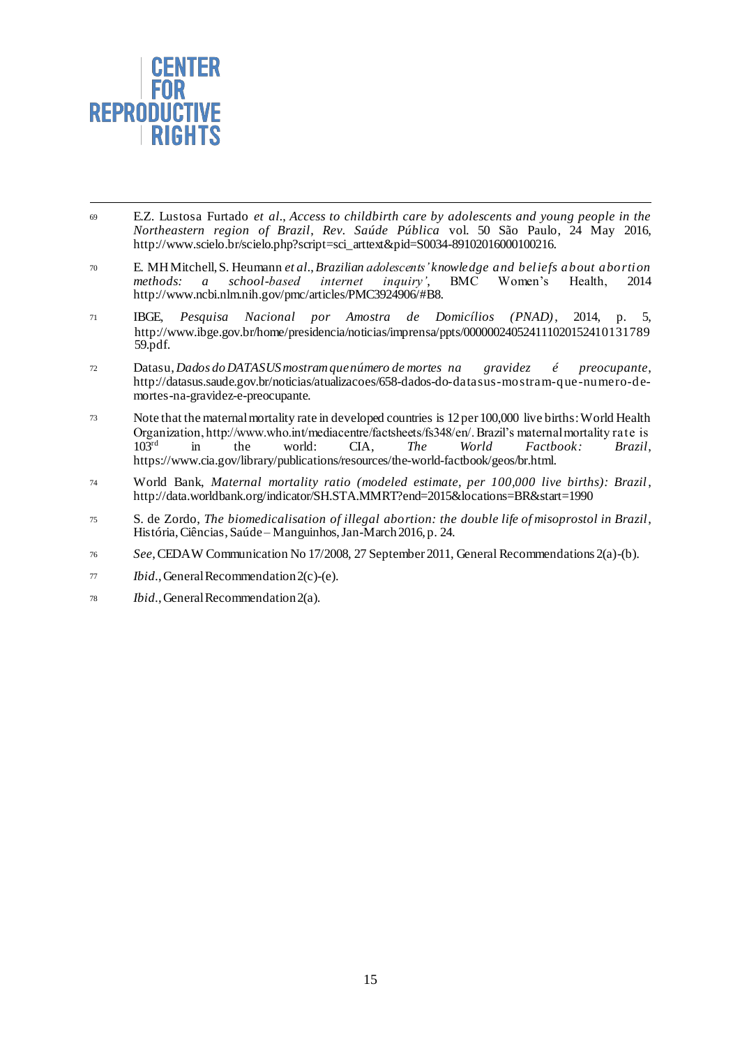69 E.Z. Lustosa Furtado *et al.*, *Access to childbirth care by adolescents and young people in the Northeastern region of Brazil*, *Rev. Saúde Pública* vol. 50 São Paulo, 24 May 2016, http://www.scielo.br/scielo.php?script=sci_arttext&pid=S0034-89102016000100216.

70 E. MH Mitchell, S. Heumann *et al.*, *Brazilian adolescents' knowledge and beliefs about abortion methods: a school-based internet inquiry'*, BMC Women's Health, 2014 http://www.ncbi.nlm.nih.gov/pmc/articles/PMC3924906/#B8.

71 IBGE, *Pesquisa Nacional por Amostra de Domicílios (PNAD)*, 2014, p. 5, http://www.ibge.gov.br/home/presidencia/noticias/imprensa/ppts/0000002405241110201524101317895 9.pdf.

72 Datasu, *Dados do DATASUS mostram que número de mortes na gravidez é preocupante*, http://datasus.saude.gov.br/noticias/atualizacoes/658-dados-do-datasus-mostram-que-numero-de-mortes-na-gravidez-e-preocupante.

73 Note that the maternal mortality rate in developed countries is 12 per 100,000 live births: World Health Organization, http://www.who.int/mediacentre/factsheets/fs348/en/. Brazil's maternal mortality rate is 103rd in the world: CIA, *The World Factbook: Brazil*, https://www.cia.gov/library/publications/resources/the-world-factbook/geos/br.html.

74 World Bank, *Maternal mortality ratio (modeled estimate, per 100,000 live births): Brazil*, http://data.worldbank.org/indicator/SH.STA.MMRT?end=2015&locations=BR&start=1990

75 S. de Zordo, *The biomedicalisation of illegal abortion: the double life of misoprostol in Brazil*, História, Ciências, Saúde – Manguinhos, Jan-March 2016, p. 24.

76 *See*, CEDAW Communication No 17/2008, 27 September 2011, General Recommendations 2(a)-(b).

77 *Ibid.*, General Recommendation 2(c)-(e).

78 *Ibid.*, General Recommendation 2(a).